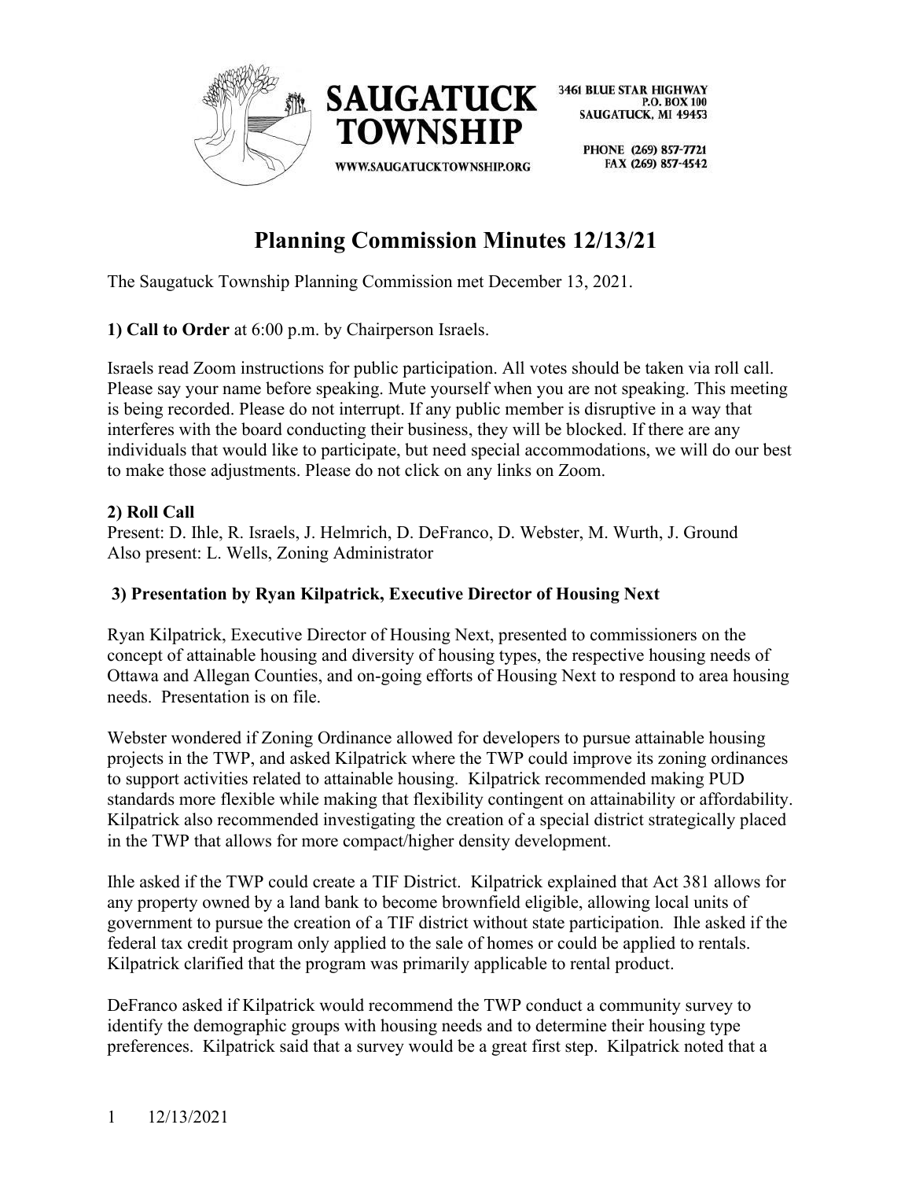SAUGATUCK TOWNSHIP

WWW.SAUGATUCKTOWNSHIP.ORG

3461 BLUE STAR HIGHWAY
P.O. BOX 100
SAUGATUCK, MI 49453

PHONE (269) 857-7721
FAX (269) 857-4542

# Planning Commission Minutes 12/13/21

The Saugatuck Township Planning Commission met December 13, 2021.

**1) Call to Order** at 6:00 p.m. by Chairperson Israels.

Israels read Zoom instructions for public participation. All votes should be taken via roll call. Please say your name before speaking. Mute yourself when you are not speaking. This meeting is being recorded. Please do not interrupt. If any public member is disruptive in a way that interferes with the board conducting their business, they will be blocked. If there are any individuals that would like to participate, but need special accommodations, we will do our best to make those adjustments. Please do not click on any links on Zoom.

**2) Roll Call**
Present: D. Ihle, R. Israels, J. Helmrich, D. DeFranco, D. Webster, M. Wurth, J. Ground
Also present: L. Wells, Zoning Administrator

**3) Presentation by Ryan Kilpatrick, Executive Director of Housing Next**

Ryan Kilpatrick, Executive Director of Housing Next, presented to commissioners on the concept of attainable housing and diversity of housing types, the respective housing needs of Ottawa and Allegan Counties, and on-going efforts of Housing Next to respond to area housing needs. Presentation is on file.

Webster wondered if Zoning Ordinance allowed for developers to pursue attainable housing projects in the TWP, and asked Kilpatrick where the TWP could improve its zoning ordinances to support activities related to attainable housing. Kilpatrick recommended making PUD standards more flexible while making that flexibility contingent on attainability or affordability. Kilpatrick also recommended investigating the creation of a special district strategically placed in the TWP that allows for more compact/higher density development.

Ihle asked if the TWP could create a TIF District. Kilpatrick explained that Act 381 allows for any property owned by a land bank to become brownfield eligible, allowing local units of government to pursue the creation of a TIF district without state participation. Ihle asked if the federal tax credit program only applied to the sale of homes or could be applied to rentals. Kilpatrick clarified that the program was primarily applicable to rental product.

DeFranco asked if Kilpatrick would recommend the TWP conduct a community survey to identify the demographic groups with housing needs and to determine their housing type preferences. Kilpatrick said that a survey would be a great first step. Kilpatrick noted that a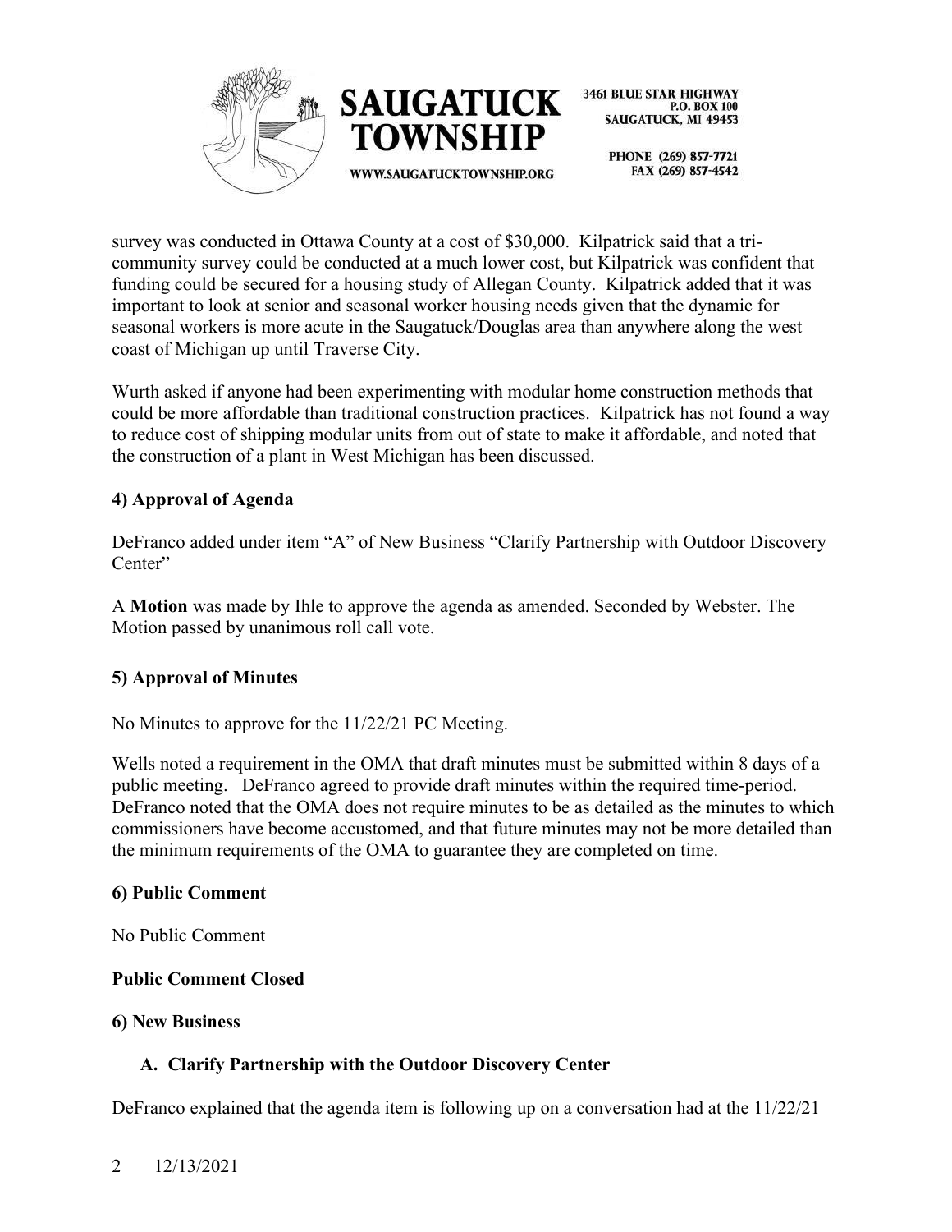survey was conducted in Ottawa County at a cost of $30,000. Kilpatrick said that a tri-community survey could be conducted at a much lower cost, but Kilpatrick was confident that funding could be secured for a housing study of Allegan County. Kilpatrick added that it was important to look at senior and seasonal worker housing needs given that the dynamic for seasonal workers is more acute in the Saugatuck/Douglas area than anywhere along the west coast of Michigan up until Traverse City.

Wurth asked if anyone had been experimenting with modular home construction methods that could be more affordable than traditional construction practices. Kilpatrick has not found a way to reduce cost of shipping modular units from out of state to make it affordable, and noted that the construction of a plant in West Michigan has been discussed.

### 4) Approval of Agenda

DeFranco added under item "A" of New Business "Clarify Partnership with Outdoor Discovery Center"

A **Motion** was made by Ihle to approve the agenda as amended. Seconded by Webster. The Motion passed by unanimous roll call vote.

### 5) Approval of Minutes

No Minutes to approve for the 11/22/21 PC Meeting.

Wells noted a requirement in the OMA that draft minutes must be submitted within 8 days of a public meeting. DeFranco agreed to provide draft minutes within the required time-period. DeFranco noted that the OMA does not require minutes to be as detailed as the minutes to which commissioners have become accustomed, and that future minutes may not be more detailed than the minimum requirements of the OMA to guarantee they are completed on time.

### 6) Public Comment

No Public Comment

**Public Comment Closed**

### 6) New Business

#### A. Clarify Partnership with the Outdoor Discovery Center

DeFranco explained that the agenda item is following up on a conversation had at the 11/22/21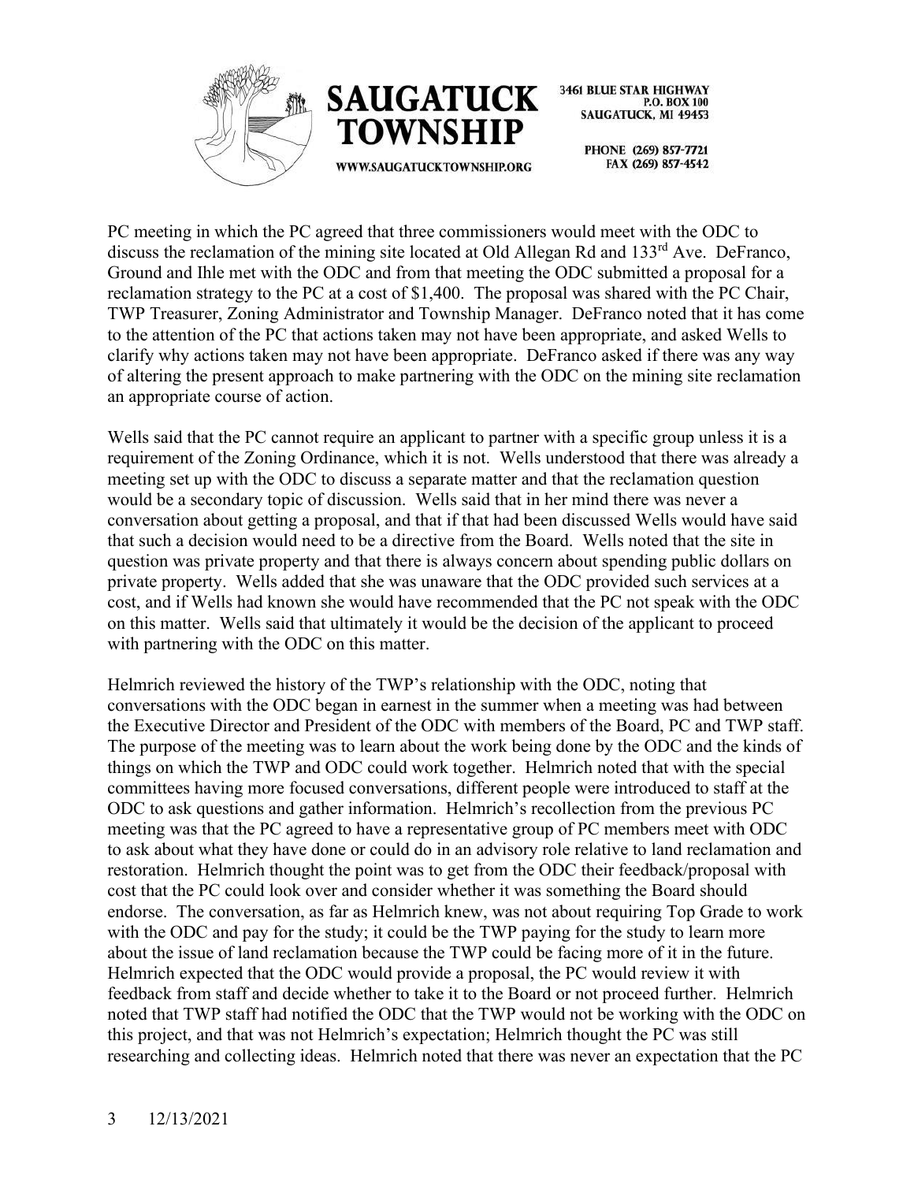PC meeting in which the PC agreed that three commissioners would meet with the ODC to discuss the reclamation of the mining site located at Old Allegan Rd and 133rd Ave. DeFranco, Ground and Ihle met with the ODC and from that meeting the ODC submitted a proposal for a reclamation strategy to the PC at a cost of $1,400. The proposal was shared with the PC Chair, TWP Treasurer, Zoning Administrator and Township Manager. DeFranco noted that it has come to the attention of the PC that actions taken may not have been appropriate, and asked Wells to clarify why actions taken may not have been appropriate. DeFranco asked if there was any way of altering the present approach to make partnering with the ODC on the mining site reclamation an appropriate course of action.

Wells said that the PC cannot require an applicant to partner with a specific group unless it is a requirement of the Zoning Ordinance, which it is not. Wells understood that there was already a meeting set up with the ODC to discuss a separate matter and that the reclamation question would be a secondary topic of discussion. Wells said that in her mind there was never a conversation about getting a proposal, and that if that had been discussed Wells would have said that such a decision would need to be a directive from the Board. Wells noted that the site in question was private property and that there is always concern about spending public dollars on private property. Wells added that she was unaware that the ODC provided such services at a cost, and if Wells had known she would have recommended that the PC not speak with the ODC on this matter. Wells said that ultimately it would be the decision of the applicant to proceed with partnering with the ODC on this matter.

Helmrich reviewed the history of the TWP's relationship with the ODC, noting that conversations with the ODC began in earnest in the summer when a meeting was had between the Executive Director and President of the ODC with members of the Board, PC and TWP staff. The purpose of the meeting was to learn about the work being done by the ODC and the kinds of things on which the TWP and ODC could work together. Helmrich noted that with the special committees having more focused conversations, different people were introduced to staff at the ODC to ask questions and gather information. Helmrich's recollection from the previous PC meeting was that the PC agreed to have a representative group of PC members meet with ODC to ask about what they have done or could do in an advisory role relative to land reclamation and restoration. Helmrich thought the point was to get from the ODC their feedback/proposal with cost that the PC could look over and consider whether it was something the Board should endorse. The conversation, as far as Helmrich knew, was not about requiring Top Grade to work with the ODC and pay for the study; it could be the TWP paying for the study to learn more about the issue of land reclamation because the TWP could be facing more of it in the future. Helmrich expected that the ODC would provide a proposal, the PC would review it with feedback from staff and decide whether to take it to the Board or not proceed further. Helmrich noted that TWP staff had notified the ODC that the TWP would not be working with the ODC on this project, and that was not Helmrich's expectation; Helmrich thought the PC was still researching and collecting ideas. Helmrich noted that there was never an expectation that the PC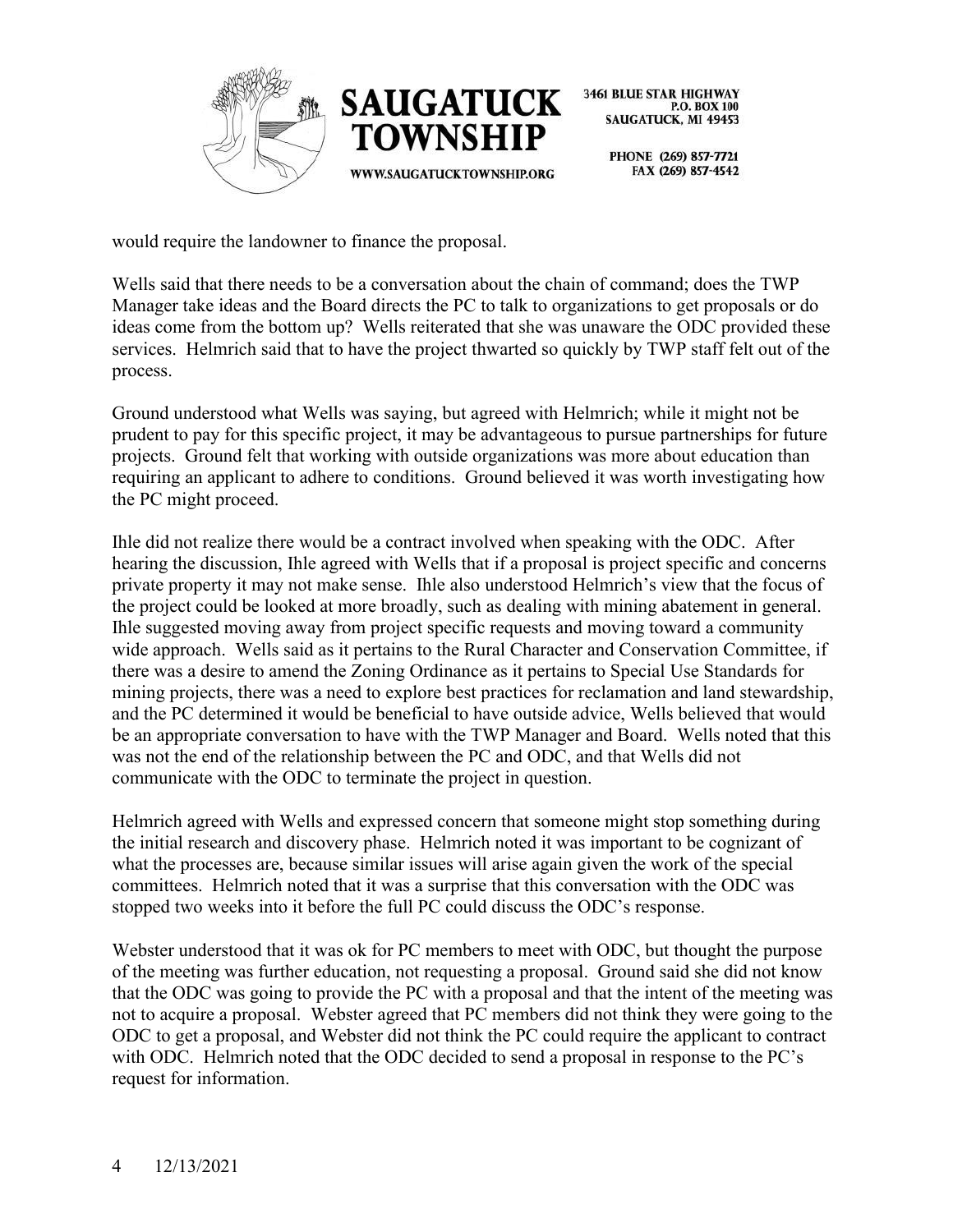would require the landowner to finance the proposal.

Wells said that there needs to be a conversation about the chain of command; does the TWP Manager take ideas and the Board directs the PC to talk to organizations to get proposals or do ideas come from the bottom up? Wells reiterated that she was unaware the ODC provided these services. Helmrich said that to have the project thwarted so quickly by TWP staff felt out of the process.

Ground understood what Wells was saying, but agreed with Helmrich; while it might not be prudent to pay for this specific project, it may be advantageous to pursue partnerships for future projects. Ground felt that working with outside organizations was more about education than requiring an applicant to adhere to conditions. Ground believed it was worth investigating how the PC might proceed.

Ihle did not realize there would be a contract involved when speaking with the ODC. After hearing the discussion, Ihle agreed with Wells that if a proposal is project specific and concerns private property it may not make sense. Ihle also understood Helmrich's view that the focus of the project could be looked at more broadly, such as dealing with mining abatement in general. Ihle suggested moving away from project specific requests and moving toward a community wide approach. Wells said as it pertains to the Rural Character and Conservation Committee, if there was a desire to amend the Zoning Ordinance as it pertains to Special Use Standards for mining projects, there was a need to explore best practices for reclamation and land stewardship, and the PC determined it would be beneficial to have outside advice, Wells believed that would be an appropriate conversation to have with the TWP Manager and Board. Wells noted that this was not the end of the relationship between the PC and ODC, and that Wells did not communicate with the ODC to terminate the project in question.

Helmrich agreed with Wells and expressed concern that someone might stop something during the initial research and discovery phase. Helmrich noted it was important to be cognizant of what the processes are, because similar issues will arise again given the work of the special committees. Helmrich noted that it was a surprise that this conversation with the ODC was stopped two weeks into it before the full PC could discuss the ODC's response.

Webster understood that it was ok for PC members to meet with ODC, but thought the purpose of the meeting was further education, not requesting a proposal. Ground said she did not know that the ODC was going to provide the PC with a proposal and that the intent of the meeting was not to acquire a proposal. Webster agreed that PC members did not think they were going to the ODC to get a proposal, and Webster did not think the PC could require the applicant to contract with ODC. Helmrich noted that the ODC decided to send a proposal in response to the PC's request for information.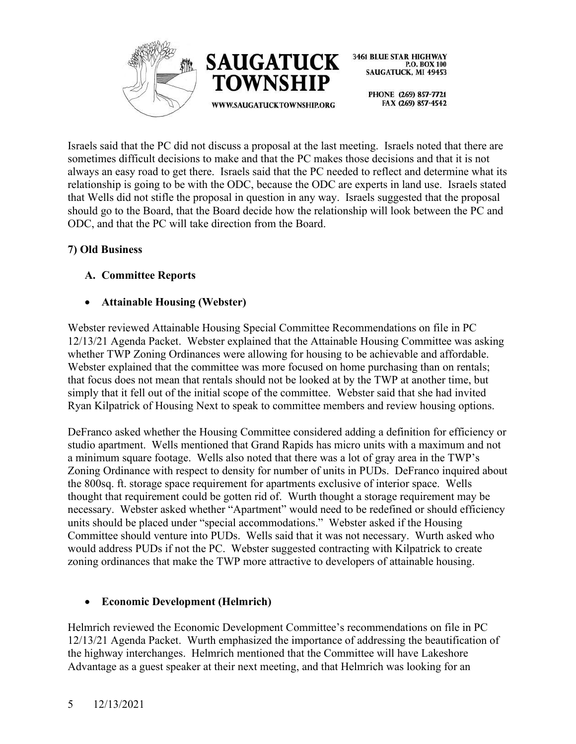Israels said that the PC did not discuss a proposal at the last meeting. Israels noted that there are sometimes difficult decisions to make and that the PC makes those decisions and that it is not always an easy road to get there. Israels said that the PC needed to reflect and determine what its relationship is going to be with the ODC, because the ODC are experts in land use. Israels stated that Wells did not stifle the proposal in question in any way. Israels suggested that the proposal should go to the Board, that the Board decide how the relationship will look between the PC and ODC, and that the PC will take direction from the Board.

**7) Old Business**

**A. Committee Reports**

- **Attainable Housing (Webster)**

Webster reviewed Attainable Housing Special Committee Recommendations on file in PC 12/13/21 Agenda Packet. Webster explained that the Attainable Housing Committee was asking whether TWP Zoning Ordinances were allowing for housing to be achievable and affordable. Webster explained that the committee was more focused on home purchasing than on rentals; that focus does not mean that rentals should not be looked at by the TWP at another time, but simply that it fell out of the initial scope of the committee. Webster said that she had invited Ryan Kilpatrick of Housing Next to speak to committee members and review housing options.

DeFranco asked whether the Housing Committee considered adding a definition for efficiency or studio apartment. Wells mentioned that Grand Rapids has micro units with a maximum and not a minimum square footage. Wells also noted that there was a lot of gray area in the TWP's Zoning Ordinance with respect to density for number of units in PUDs. DeFranco inquired about the 800sq. ft. storage space requirement for apartments exclusive of interior space. Wells thought that requirement could be gotten rid of. Wurth thought a storage requirement may be necessary. Webster asked whether "Apartment" would need to be redefined or should efficiency units should be placed under "special accommodations." Webster asked if the Housing Committee should venture into PUDs. Wells said that it was not necessary. Wurth asked who would address PUDs if not the PC. Webster suggested contracting with Kilpatrick to create zoning ordinances that make the TWP more attractive to developers of attainable housing.

- **Economic Development (Helmrich)**

Helmrich reviewed the Economic Development Committee's recommendations on file in PC 12/13/21 Agenda Packet. Wurth emphasized the importance of addressing the beautification of the highway interchanges. Helmrich mentioned that the Committee will have Lakeshore Advantage as a guest speaker at their next meeting, and that Helmrich was looking for an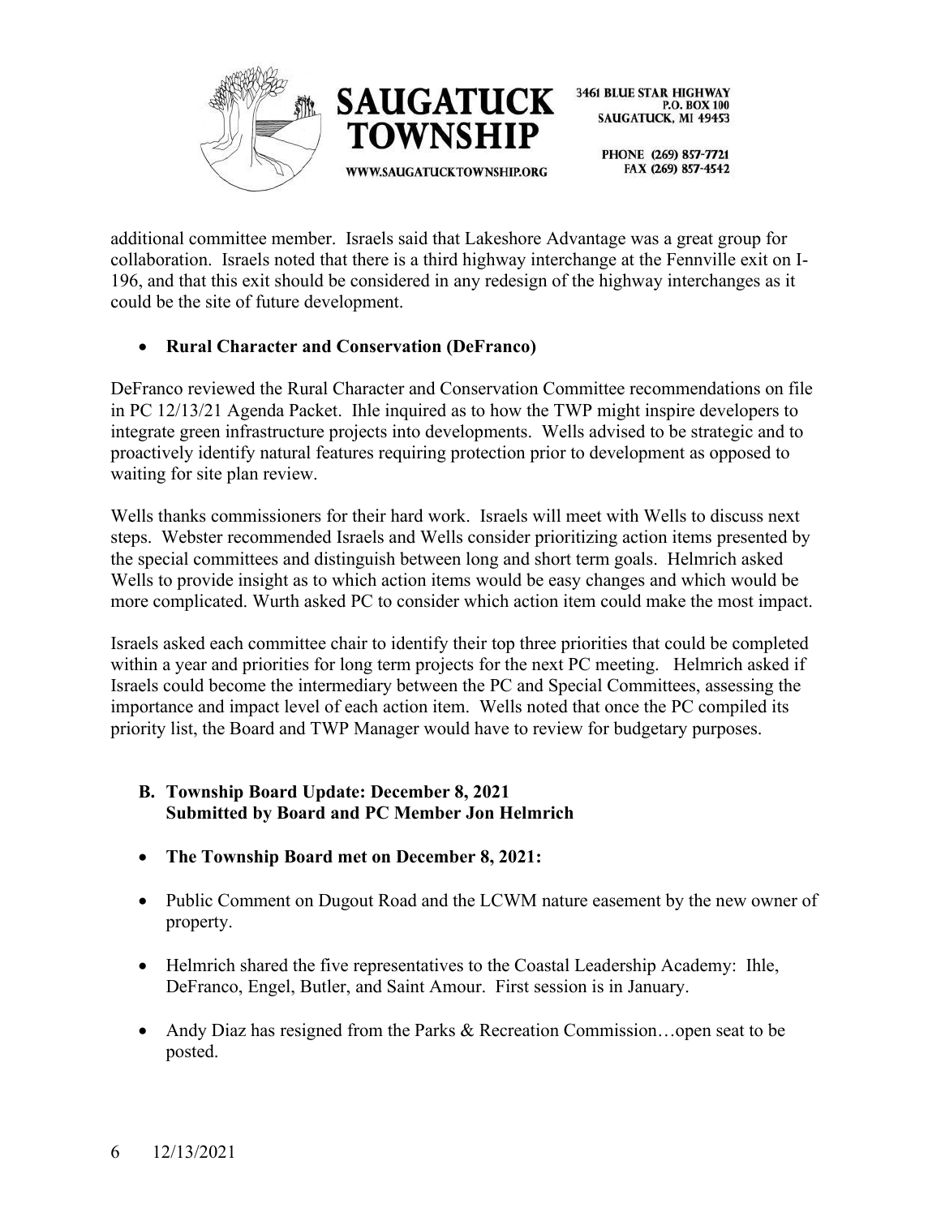additional committee member. Israels said that Lakeshore Advantage was a great group for collaboration. Israels noted that there is a third highway interchange at the Fennville exit on I-196, and that this exit should be considered in any redesign of the highway interchanges as it could be the site of future development.

- **Rural Character and Conservation (DeFranco)**

DeFranco reviewed the Rural Character and Conservation Committee recommendations on file in PC 12/13/21 Agenda Packet. Ihle inquired as to how the TWP might inspire developers to integrate green infrastructure projects into developments. Wells advised to be strategic and to proactively identify natural features requiring protection prior to development as opposed to waiting for site plan review.

Wells thanks commissioners for their hard work. Israels will meet with Wells to discuss next steps. Webster recommended Israels and Wells consider prioritizing action items presented by the special committees and distinguish between long and short term goals. Helmrich asked Wells to provide insight as to which action items would be easy changes and which would be more complicated. Wurth asked PC to consider which action item could make the most impact.

Israels asked each committee chair to identify their top three priorities that could be completed within a year and priorities for long term projects for the next PC meeting. Helmrich asked if Israels could become the intermediary between the PC and Special Committees, assessing the importance and impact level of each action item. Wells noted that once the PC compiled its priority list, the Board and TWP Manager would have to review for budgetary purposes.

**B. Township Board Update: December 8, 2021**
**Submitted by Board and PC Member Jon Helmrich**

- **The Township Board met on December 8, 2021:**

- Public Comment on Dugout Road and the LCWM nature easement by the new owner of property.

- Helmrich shared the five representatives to the Coastal Leadership Academy: Ihle, DeFranco, Engel, Butler, and Saint Amour. First session is in January.

- Andy Diaz has resigned from the Parks & Recreation Commission…open seat to be posted.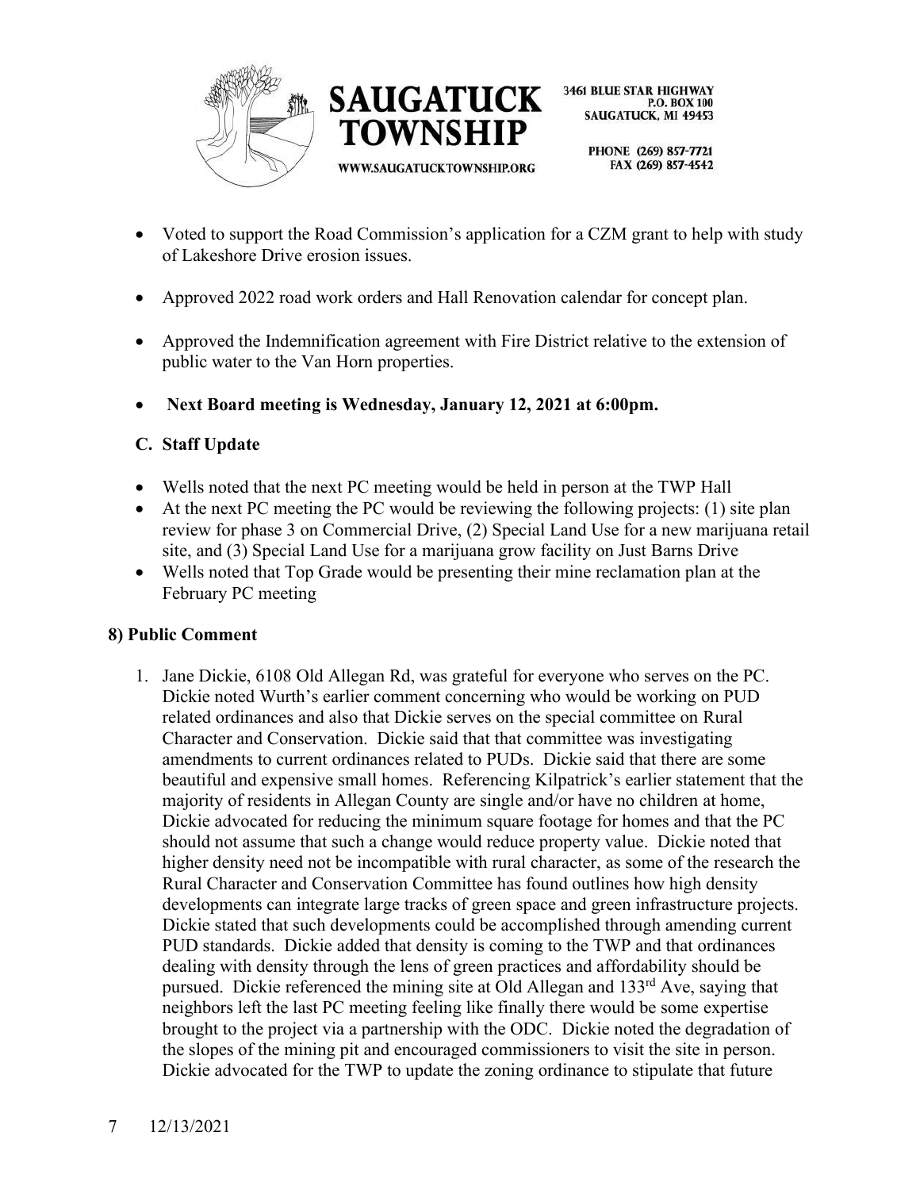- Voted to support the Road Commission's application for a CZM grant to help with study of Lakeshore Drive erosion issues.
- Approved 2022 road work orders and Hall Renovation calendar for concept plan.
- Approved the Indemnification agreement with Fire District relative to the extension of public water to the Van Horn properties.
- **Next Board meeting is Wednesday, January 12, 2021 at 6:00pm.**

### C. Staff Update

- Wells noted that the next PC meeting would be held in person at the TWP Hall
- At the next PC meeting the PC would be reviewing the following projects: (1) site plan review for phase 3 on Commercial Drive, (2) Special Land Use for a new marijuana retail site, and (3) Special Land Use for a marijuana grow facility on Just Barns Drive
- Wells noted that Top Grade would be presenting their mine reclamation plan at the February PC meeting

## 8) Public Comment

1. Jane Dickie, 6108 Old Allegan Rd, was grateful for everyone who serves on the PC. Dickie noted Wurth's earlier comment concerning who would be working on PUD related ordinances and also that Dickie serves on the special committee on Rural Character and Conservation. Dickie said that that committee was investigating amendments to current ordinances related to PUDs. Dickie said that there are some beautiful and expensive small homes. Referencing Kilpatrick's earlier statement that the majority of residents in Allegan County are single and/or have no children at home, Dickie advocated for reducing the minimum square footage for homes and that the PC should not assume that such a change would reduce property value. Dickie noted that higher density need not be incompatible with rural character, as some of the research the Rural Character and Conservation Committee has found outlines how high density developments can integrate large tracks of green space and green infrastructure projects. Dickie stated that such developments could be accomplished through amending current PUD standards. Dickie added that density is coming to the TWP and that ordinances dealing with density through the lens of green practices and affordability should be pursued. Dickie referenced the mining site at Old Allegan and 133rd Ave, saying that neighbors left the last PC meeting feeling like finally there would be some expertise brought to the project via a partnership with the ODC. Dickie noted the degradation of the slopes of the mining pit and encouraged commissioners to visit the site in person. Dickie advocated for the TWP to update the zoning ordinance to stipulate that future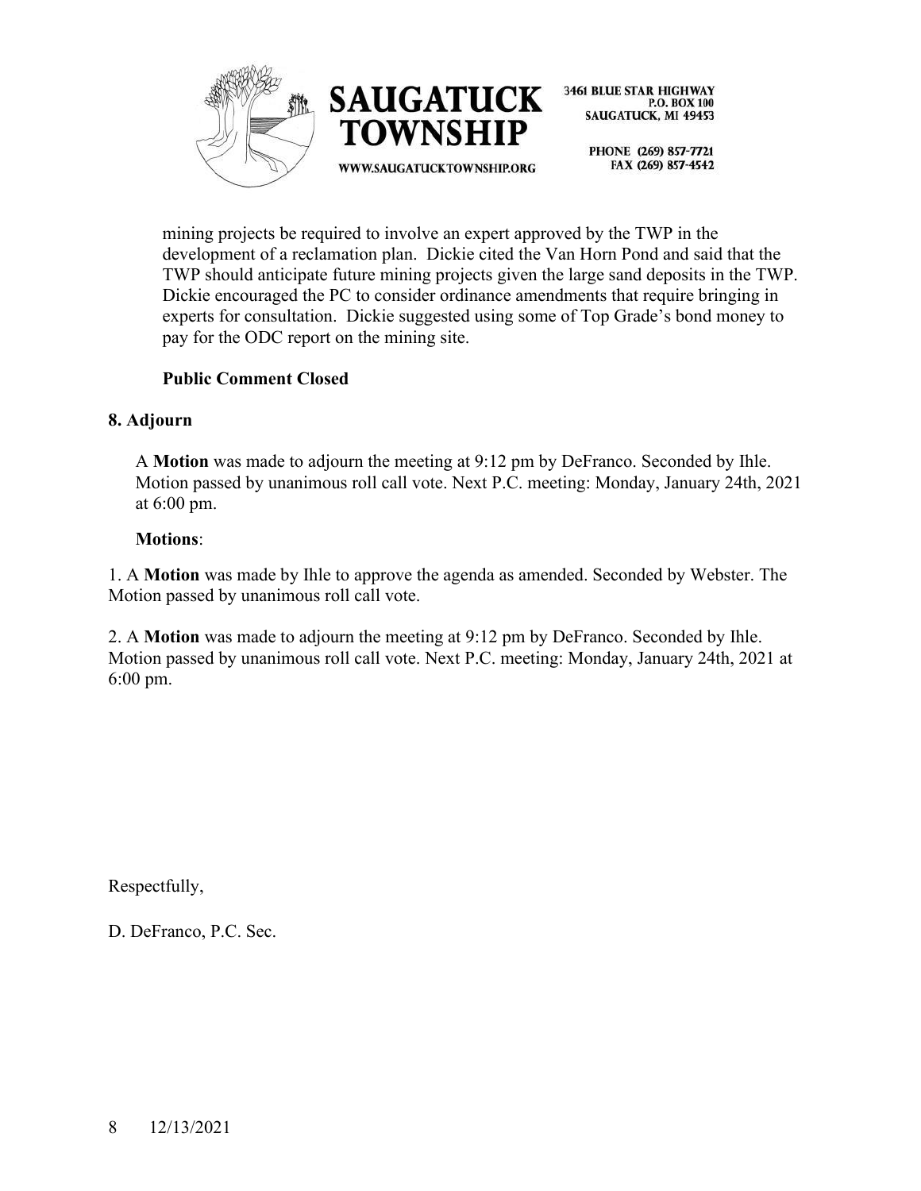mining projects be required to involve an expert approved by the TWP in the development of a reclamation plan. Dickie cited the Van Horn Pond and said that the TWP should anticipate future mining projects given the large sand deposits in the TWP. Dickie encouraged the PC to consider ordinance amendments that require bringing in experts for consultation. Dickie suggested using some of Top Grade's bond money to pay for the ODC report on the mining site.

**Public Comment Closed**

**8. Adjourn**

A **Motion** was made to adjourn the meeting at 9:12 pm by DeFranco. Seconded by Ihle. Motion passed by unanimous roll call vote. Next P.C. meeting: Monday, January 24th, 2021 at 6:00 pm.

**Motions**:

1. A **Motion** was made by Ihle to approve the agenda as amended. Seconded by Webster. The Motion passed by unanimous roll call vote.

2. A **Motion** was made to adjourn the meeting at 9:12 pm by DeFranco. Seconded by Ihle. Motion passed by unanimous roll call vote. Next P.C. meeting: Monday, January 24th, 2021 at 6:00 pm.

Respectfully,

D. DeFranco, P.C. Sec.